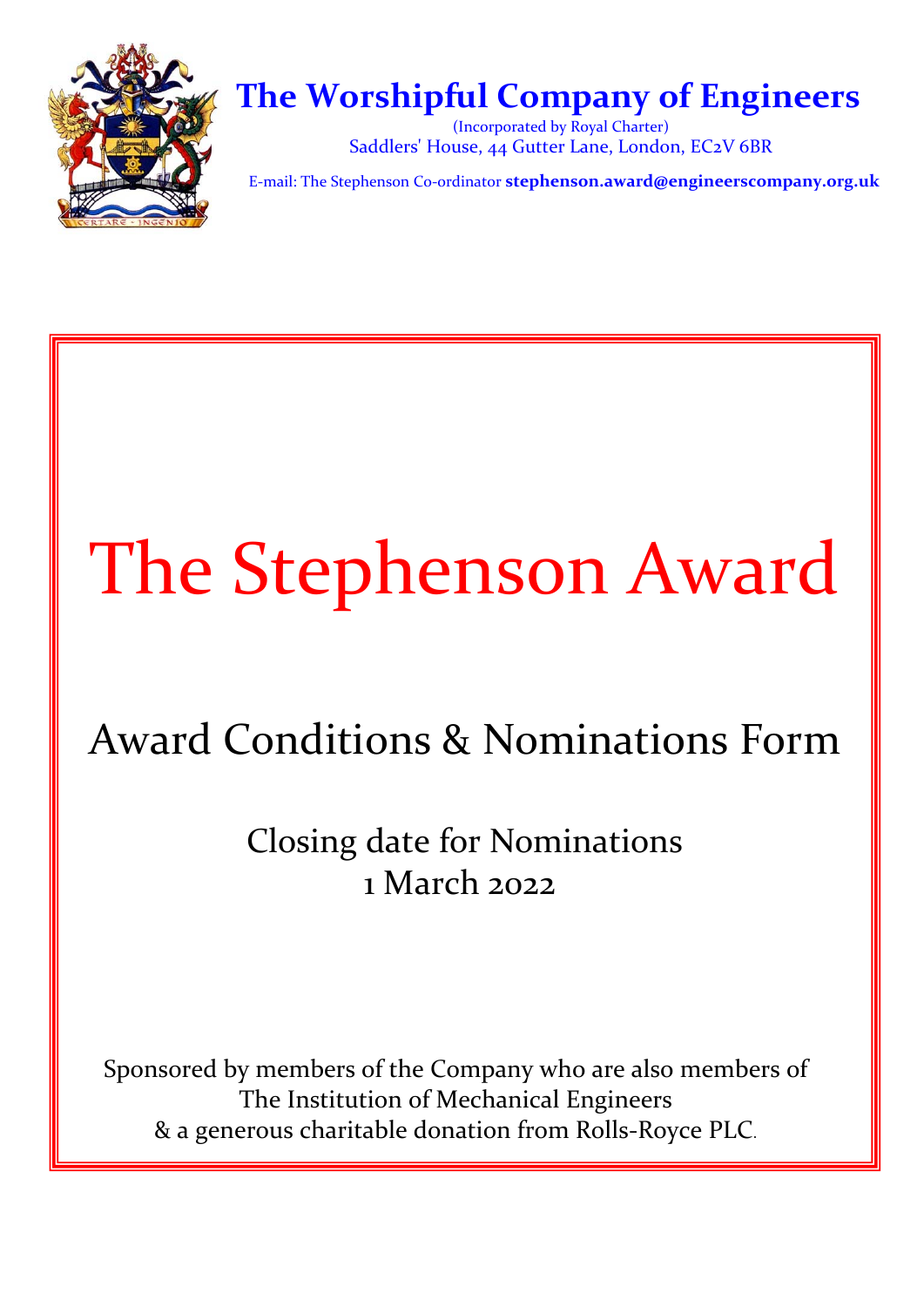# The Worshipful Company of Engineers

(Incorporated by Royal Charter)
Saddlers' House, 44 Gutter Lane, London, EC2V 6BR

E-mail: The Stephenson Co-ordinator **stephenson.award@engineerscompany.org.uk**

# The Stephenson Award

## Award Conditions & Nominations Form

Closing date for Nominations
1 March 2022

Sponsored by members of the Company who are also members of The Institution of Mechanical Engineers & a generous charitable donation from Rolls-Royce PLC.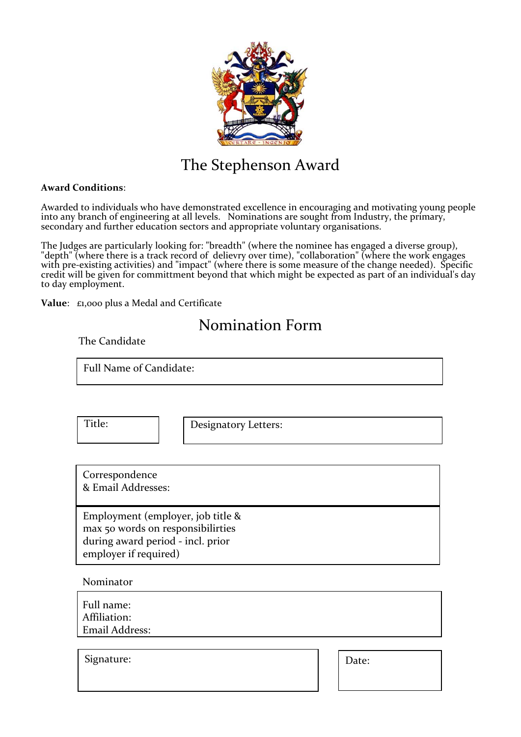# The Stephenson Award

**Award Conditions**:

Awarded to individuals who have demonstrated excellence in encouraging and motivating young people into any branch of engineering at all levels. Nominations are sought from Industry, the primary, secondary and further education sectors and appropriate voluntary organisations.

The Judges are particularly looking for: "breadth" (where the nominee has engaged a diverse group), "depth" (where there is a track record of delievry over time), "collaboration" (where the work engages with pre-existing activities) and "impact" (where there is some measure of the change needed). Specific credit will be given for committment beyond that which might be expected as part of an individual's day to day employment.

**Value**: £1,000 plus a Medal and Certificate

## Nomination Form

The Candidate

| Full Name of Candidate: |
|---|

| Title: | Designatory Letters: |
|---|---|

| Correspondence & Email Addresses: |
|---|
| Employment (employer, job title & max 50 words on responsibilirties during award period - incl. prior employer if required) |

Nominator

| Full name: Affiliation: Email Address: |
|---|

| Signature: | Date: |
|---|---|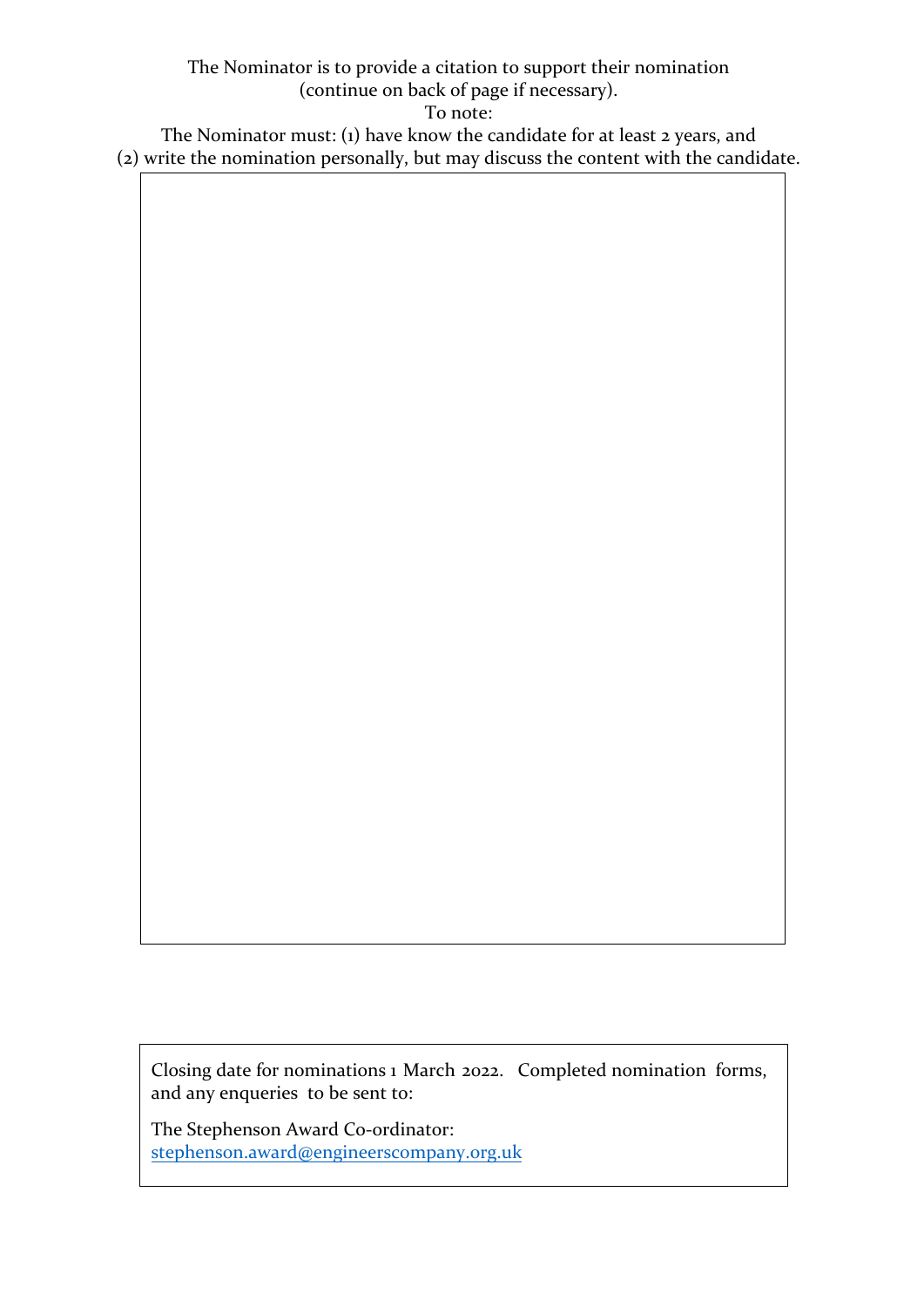The Nominator is to provide a citation to support their nomination
(continue on back of page if necessary).
To note:
The Nominator must: (1) have know the candidate for at least 2 years, and
(2) write the nomination personally, but may discuss the content with the candidate.

Closing date for nominations 1 March 2022. Completed nomination forms, and any enqueries to be sent to:

The Stephenson Award Co-ordinator:
stephenson.award@engineerscompany.org.uk